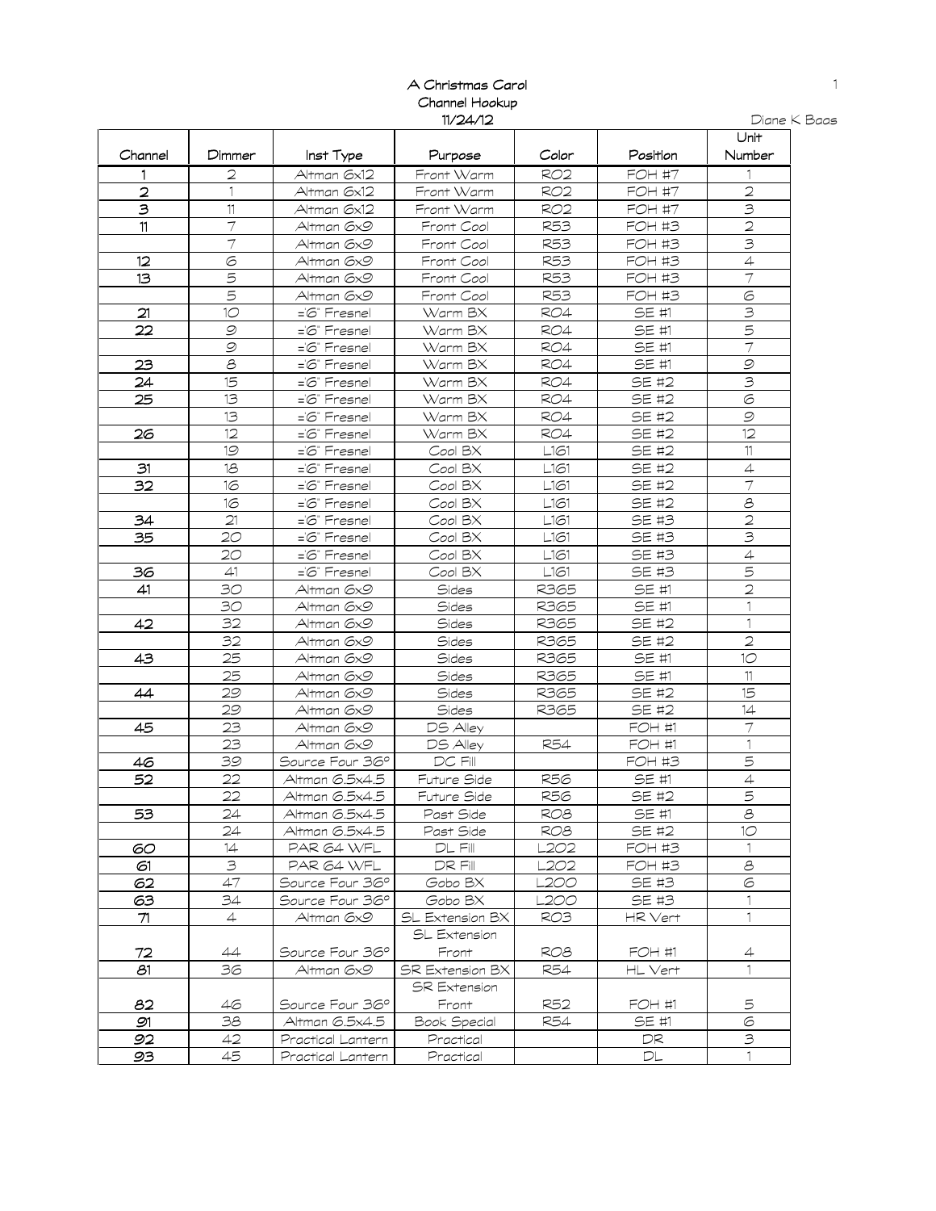# A Christmas Carol
## Channel Hookup
### 11/24/12

Diane K Baas

| Channel | Dimmer | Inst Type | Purpose | Color | Position | Unit Number |
|---|---|---|---|---|---|---|
| 1 | 2 | Altman 6x12 | Front Warm | R02 | FOH #7 | 1 |
| 2 | 1 | Altman 6x12 | Front Warm | R02 | FOH #7 | 2 |
| 3 | 11 | Altman 6x12 | Front Warm | R02 | FOH #7 | 3 |
| 11 | 7 | Altman 6x9 | Front Cool | R53 | FOH #3 | 2 |
| | 7 | Altman 6x9 | Front Cool | R53 | FOH #3 | 3 |
| 12 | 6 | Altman 6x9 | Front Cool | R53 | FOH #3 | 4 |
| 13 | 5 | Altman 6x9 | Front Cool | R53 | FOH #3 | 7 |
| | 5 | Altman 6x9 | Front Cool | R53 | FOH #3 | 6 |
| 21 | 10 | =6" Fresnel | Warm BX | R04 | SE #1 | 3 |
| 22 | 9 | =6" Fresnel | Warm BX | R04 | SE #1 | 5 |
| | 9 | =6" Fresnel | Warm BX | R04 | SE #1 | 7 |
| 23 | 8 | =6" Fresnel | Warm BX | R04 | SE #1 | 9 |
| 24 | 15 | =6" Fresnel | Warm BX | R04 | SE #2 | 3 |
| 25 | 13 | =6" Fresnel | Warm BX | R04 | SE #2 | 6 |
| | 13 | =6" Fresnel | Warm BX | R04 | SE #2 | 9 |
| 26 | 12 | =6" Fresnel | Warm BX | R04 | SE #2 | 12 |
| | 19 | =6" Fresnel | Cool BX | L161 | SE #2 | 11 |
| 31 | 18 | =6" Fresnel | Cool BX | L161 | SE #2 | 4 |
| 32 | 16 | =6" Fresnel | Cool BX | L161 | SE #2 | 7 |
| | 16 | =6" Fresnel | Cool BX | L161 | SE #2 | 8 |
| 34 | 21 | =6" Fresnel | Cool BX | L161 | SE #3 | 2 |
| 35 | 20 | =6" Fresnel | Cool BX | L161 | SE #3 | 3 |
| | 20 | =6" Fresnel | Cool BX | L161 | SE #3 | 4 |
| 36 | 41 | =6" Fresnel | Cool BX | L161 | SE #3 | 5 |
| 41 | 30 | Altman 6x9 | Sides | R365 | SE #1 | 2 |
| | 30 | Altman 6x9 | Sides | R365 | SE #1 | 1 |
| 42 | 32 | Altman 6x9 | Sides | R365 | SE #2 | 1 |
| | 32 | Altman 6x9 | Sides | R365 | SE #2 | 2 |
| 43 | 25 | Altman 6x9 | Sides | R365 | SE #1 | 10 |
| | 25 | Altman 6x9 | Sides | R365 | SE #1 | 11 |
| 44 | 29 | Altman 6x9 | Sides | R365 | SE #2 | 15 |
| | 29 | Altman 6x9 | Sides | R365 | SE #2 | 14 |
| 45 | 23 | Altman 6x9 | DS Alley | | FOH #1 | 7 |
| | 23 | Altman 6x9 | DS Alley | R54 | FOH #1 | 1 |
| 46 | 39 | Source Four 36° | DC Fill | | FOH #3 | 5 |
| 52 | 22 | Altman 6.5x4.5 | Future Side | R56 | SE #1 | 4 |
| | 22 | Altman 6.5x4.5 | Future Side | R56 | SE #2 | 5 |
| 53 | 24 | Altman 6.5x4.5 | Past Side | R08 | SE #1 | 8 |
| | 24 | Altman 6.5x4.5 | Past Side | R08 | SE #2 | 10 |
| 60 | 14 | PAR 64 WFL | DL Fill | L202 | FOH #3 | 1 |
| 61 | 3 | PAR 64 WFL | DR Fill | L202 | FOH #3 | 8 |
| 62 | 47 | Source Four 36° | Gobo BX | L200 | SE #3 | 6 |
| 63 | 34 | Source Four 36° | Gobo BX | L200 | SE #3 | 1 |
| 71 | 4 | Altman 6x9 | SL Extension BX | R03 | HR Vert | 1 |
| 72 | 44 | Source Four 36° | SL Extension Front | R08 | FOH #1 | 4 |
| 81 | 36 | Altman 6x9 | SR Extension BX | R54 | HL Vert | 1 |
| 82 | 46 | Source Four 36° | SR Extension Front | R52 | FOH #1 | 5 |
| 91 | 38 | Altman 6.5x4.5 | Book Special | R54 | SE #1 | 6 |
| 92 | 42 | Practical Lantern | Practical | | DR | 3 |
| 93 | 45 | Practical Lantern | Practical | | DL | 1 |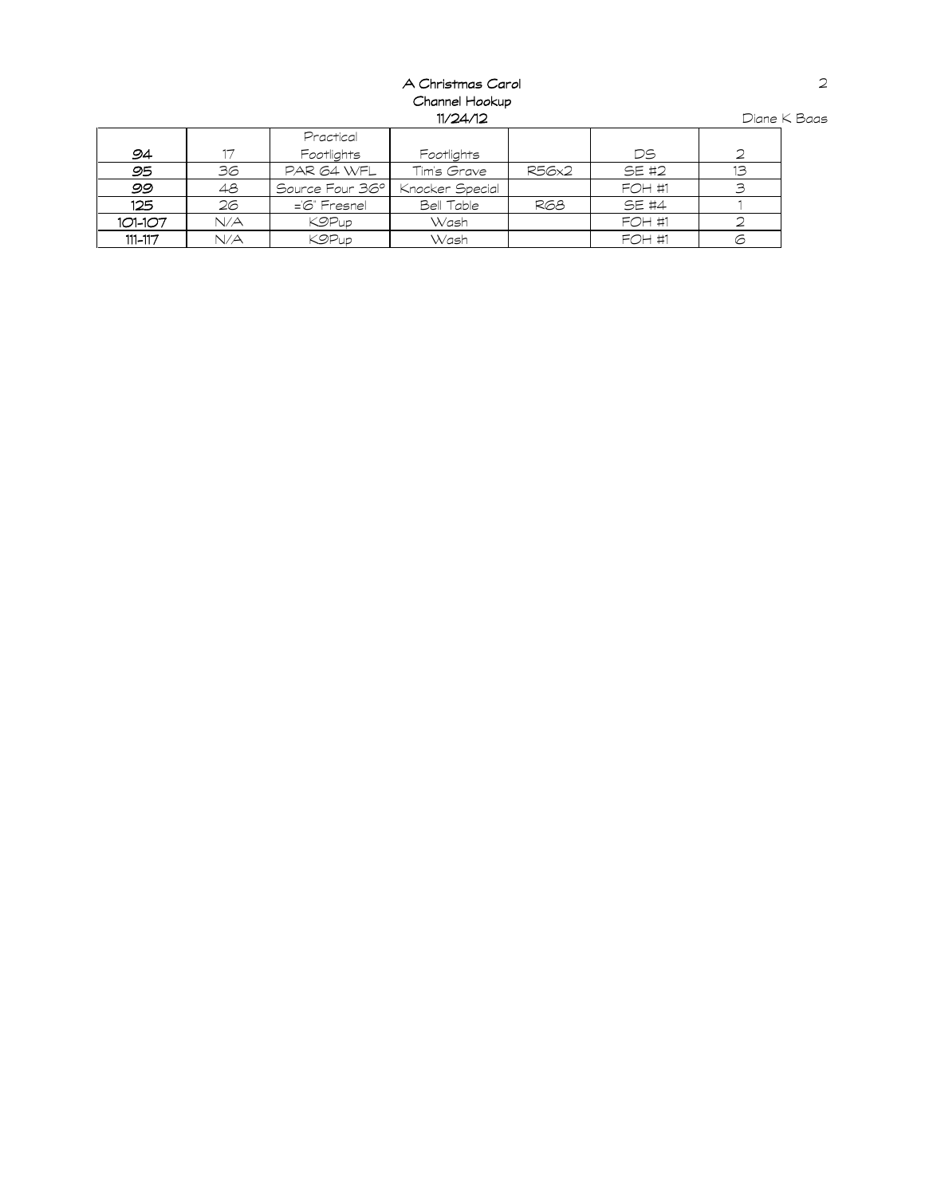A Christmas Carol
Channel Hookup
11/24/12

Diane K Baas

| | | | | | | |
|---|---|---|---|---|---|---|
| 94 | 17 | Practical Footlights | Footlights | | DS | 2 |
| 95 | 36 | PAR 64 WFL | Tim's Grave | R56x2 | SE #2 | 13 |
| 99 | 48 | Source Four 36° | Knocker Special | | FOH #1 | 3 |
| 125 | 26 | =6" Fresnel | Bell Table | R68 | SE #4 | 1 |
| 101-107 | N/A | K9Pup | Wash | | FOH #1 | 2 |
| 111-117 | N/A | K9Pup | Wash | | FOH #1 | 6 |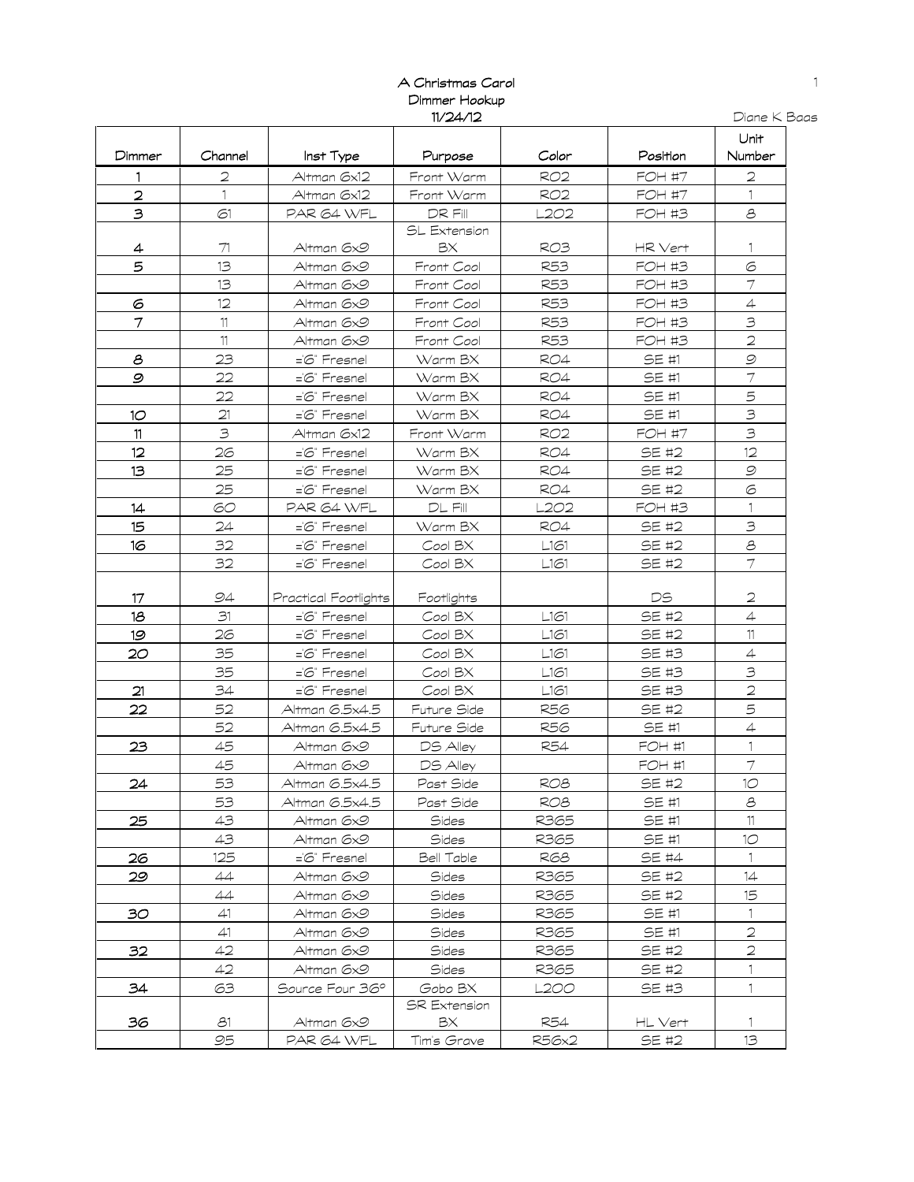A Christmas Carol
Dimmer Hookup
11/24/12

Diane K Baas

| Dimmer | Channel | Inst Type | Purpose | Color | Position | Unit Number |
|---|---|---|---|---|---|---|
| 1 | 2 | Altman 6x12 | Front Warm | RO2 | FOH #7 | 2 |
| 2 | 1 | Altman 6x12 | Front Warm | RO2 | FOH #7 | 1 |
| 3 | 61 | PAR 64 WFL | DR Fill | L202 | FOH #3 | 8 |
| 4 | 71 | Altman 6x9 | SL Extension BX | RO3 | HR Vert | 1 |
| 5 | 13 | Altman 6x9 | Front Cool | R53 | FOH #3 | 6 |
| | 13 | Altman 6x9 | Front Cool | R53 | FOH #3 | 7 |
| 6 | 12 | Altman 6x9 | Front Cool | R53 | FOH #3 | 4 |
| 7 | 11 | Altman 6x9 | Front Cool | R53 | FOH #3 | 3 |
| | 11 | Altman 6x9 | Front Cool | R53 | FOH #3 | 2 |
| 8 | 23 | ='6" Fresnel | Warm BX | RO4 | SE #1 | 9 |
| 9 | 22 | ='6" Fresnel | Warm BX | RO4 | SE #1 | 7 |
| | 22 | ='6" Fresnel | Warm BX | RO4 | SE #1 | 5 |
| 10 | 21 | ='6" Fresnel | Warm BX | RO4 | SE #1 | 3 |
| 11 | 3 | Altman 6x12 | Front Warm | RO2 | FOH #7 | 3 |
| 12 | 26 | ='6" Fresnel | Warm BX | RO4 | SE #2 | 12 |
| 13 | 25 | ='6" Fresnel | Warm BX | RO4 | SE #2 | 9 |
| | 25 | ='6" Fresnel | Warm BX | RO4 | SE #2 | 6 |
| 14 | 60 | PAR 64 WFL | DL Fill | L202 | FOH #3 | 1 |
| 15 | 24 | ='6" Fresnel | Warm BX | RO4 | SE #2 | 3 |
| 16 | 32 | ='6" Fresnel | Cool BX | L161 | SE #2 | 8 |
| | 32 | ='6" Fresnel | Cool BX | L161 | SE #2 | 7 |
| 17 | 94 | Practical Footlights | Footlights | | DS | 2 |
| 18 | 31 | ='6" Fresnel | Cool BX | L161 | SE #2 | 4 |
| 19 | 26 | ='6" Fresnel | Cool BX | L161 | SE #2 | 11 |
| 20 | 35 | ='6" Fresnel | Cool BX | L161 | SE #3 | 4 |
| | 35 | ='6" Fresnel | Cool BX | L161 | SE #3 | 3 |
| 21 | 34 | ='6" Fresnel | Cool BX | L161 | SE #3 | 2 |
| 22 | 52 | Altman 6.5x4.5 | Future Side | R56 | SE #2 | 5 |
| | 52 | Altman 6.5x4.5 | Future Side | R56 | SE #1 | 4 |
| 23 | 45 | Altman 6x9 | DS Alley | R54 | FOH #1 | 1 |
| | 45 | Altman 6x9 | DS Alley | | FOH #1 | 7 |
| 24 | 53 | Altman 6.5x4.5 | Past Side | RO8 | SE #2 | 10 |
| | 53 | Altman 6.5x4.5 | Past Side | RO8 | SE #1 | 8 |
| 25 | 43 | Altman 6x9 | Sides | R365 | SE #1 | 11 |
| | 43 | Altman 6x9 | Sides | R365 | SE #1 | 10 |
| 26 | 125 | ='6" Fresnel | Bell Table | R68 | SE #4 | 1 |
| 29 | 44 | Altman 6x9 | Sides | R365 | SE #2 | 14 |
| | 44 | Altman 6x9 | Sides | R365 | SE #2 | 15 |
| 30 | 41 | Altman 6x9 | Sides | R365 | SE #1 | 1 |
| | 41 | Altman 6x9 | Sides | R365 | SE #1 | 2 |
| 32 | 42 | Altman 6x9 | Sides | R365 | SE #2 | 2 |
| | 42 | Altman 6x9 | Sides | R365 | SE #2 | 1 |
| 34 | 63 | Source Four 36° | Gobo BX | L200 | SE #3 | 1 |
| 36 | 81 | Altman 6x9 | SR Extension BX | R54 | HL Vert | 1 |
| | 95 | PAR 64 WFL | Tim's Grave | R56x2 | SE #2 | 13 |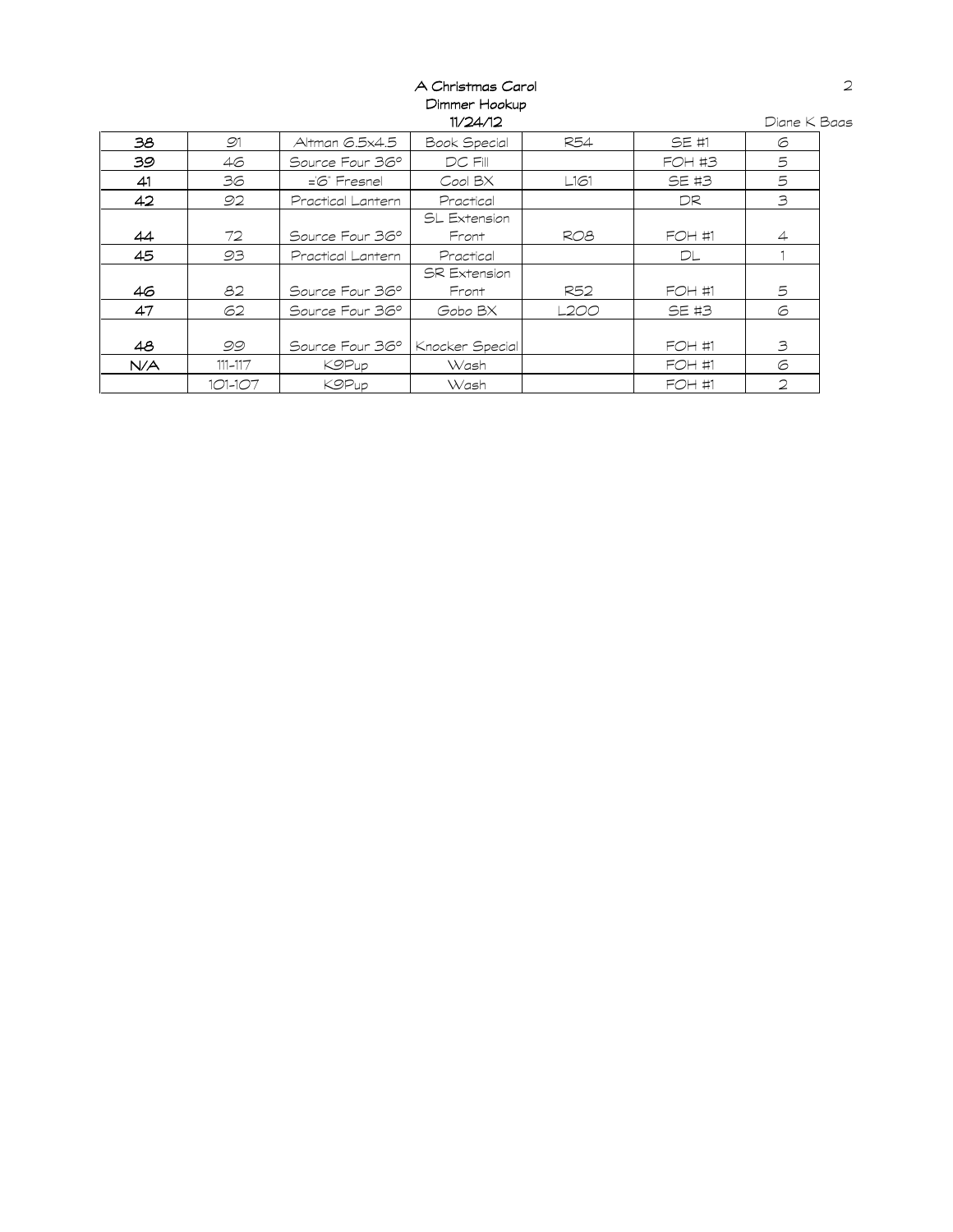# A Christmas Carol
## Dimmer Hookup
### 11/24/12

Diane K Baas

| 38 | 91 | Altman 6.5x4.5 | Book Special | R54 | SE #1 | 6 |
|---|---|---|---|---|---|---|
| 39 | 46 | Source Four 36° | DC Fill | | FOH #3 | 5 |
| 41 | 36 | ='6" Fresnel | Cool BX | L161 | SE #3 | 5 |
| 42 | 92 | Practical Lantern | Practical | | DR | 3 |
| 44 | 72 | Source Four 36° | SL Extension Front | R08 | FOH #1 | 4 |
| 45 | 93 | Practical Lantern | Practical | | DL | 1 |
| 46 | 82 | Source Four 36° | SR Extension Front | R52 | FOH #1 | 5 |
| 47 | 62 | Source Four 36° | Gobo BX | L200 | SE #3 | 6 |
| 48 | 99 | Source Four 36° | Knocker Special | | FOH #1 | 3 |
| N/A | 111-117 | K9Pup | Wash | | FOH #1 | 6 |
| | 101-107 | K9Pup | Wash | | FOH #1 | 2 |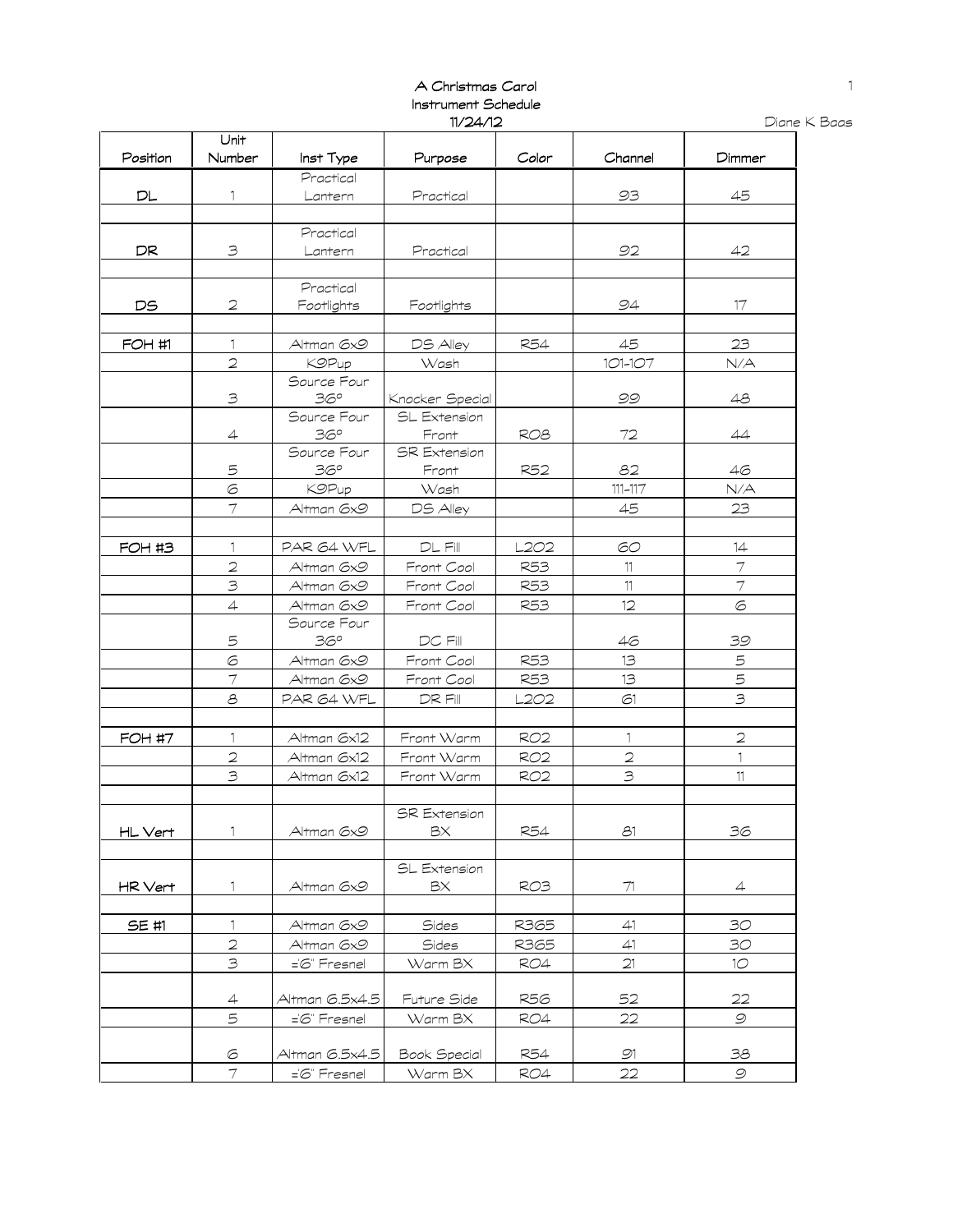# A Christmas Carol

## Instrument Schedule

11/24/12

Diane K Baas

| Position | Unit Number | Inst Type | Purpose | Color | Channel | Dimmer |
|---|---|---|---|---|---|---|
| DL | 1 | Practical Lantern | Practical | | 93 | 45 |
| | | | | | | |
| DR | 3 | Practical Lantern | Practical | | 92 | 42 |
| | | | | | | |
| DS | 2 | Practical Footlights | Footlights | | 94 | 17 |
| | | | | | | |
| FOH #1 | 1 | Altman 6x9 | DS Alley | R54 | 45 | 23 |
| | 2 | K9Pup | Wash | | 101-107 | N/A |
| | 3 | Source Four 36° | Knocker Special | | 99 | 48 |
| | 4 | Source Four 36° | SL Extension Front | R08 | 72 | 44 |
| | 5 | Source Four 36° | SR Extension Front | R52 | 82 | 46 |
| | 6 | K9Pup | Wash | | 111-117 | N/A |
| | 7 | Altman 6x9 | DS Alley | | 45 | 23 |
| | | | | | | |
| FOH #3 | 1 | PAR 64 WFL | DL Fill | L202 | 60 | 14 |
| | 2 | Altman 6x9 | Front Cool | R53 | 11 | 7 |
| | 3 | Altman 6x9 | Front Cool | R53 | 11 | 7 |
| | 4 | Altman 6x9 | Front Cool | R53 | 12 | 6 |
| | 5 | Source Four 36° | DC Fill | | 46 | 39 |
| | 6 | Altman 6x9 | Front Cool | R53 | 13 | 5 |
| | 7 | Altman 6x9 | Front Cool | R53 | 13 | 5 |
| | 8 | PAR 64 WFL | DR Fill | L202 | 61 | 3 |
| | | | | | | |
| FOH #7 | 1 | Altman 6x12 | Front Warm | R02 | 1 | 2 |
| | 2 | Altman 6x12 | Front Warm | R02 | 2 | 1 |
| | 3 | Altman 6x12 | Front Warm | R02 | 3 | 11 |
| | | | | | | |
| HL Vert | 1 | Altman 6x9 | SR Extension BX | R54 | 81 | 36 |
| | | | | | | |
| HR Vert | 1 | Altman 6x9 | SL Extension BX | R03 | 71 | 4 |
| | | | | | | |
| SE #1 | 1 | Altman 6x9 | Sides | R365 | 41 | 30 |
| | 2 | Altman 6x9 | Sides | R365 | 41 | 30 |
| | 3 | ="6" Fresnel | Warm BX | R04 | 21 | 10 |
| | 4 | Altman 6.5x4.5 | Future Side | R56 | 52 | 22 |
| | 5 | ="6" Fresnel | Warm BX | R04 | 22 | 9 |
| | 6 | Altman 6.5x4.5 | Book Special | R54 | 91 | 38 |
| | 7 | ="6" Fresnel | Warm BX | R04 | 22 | 9 |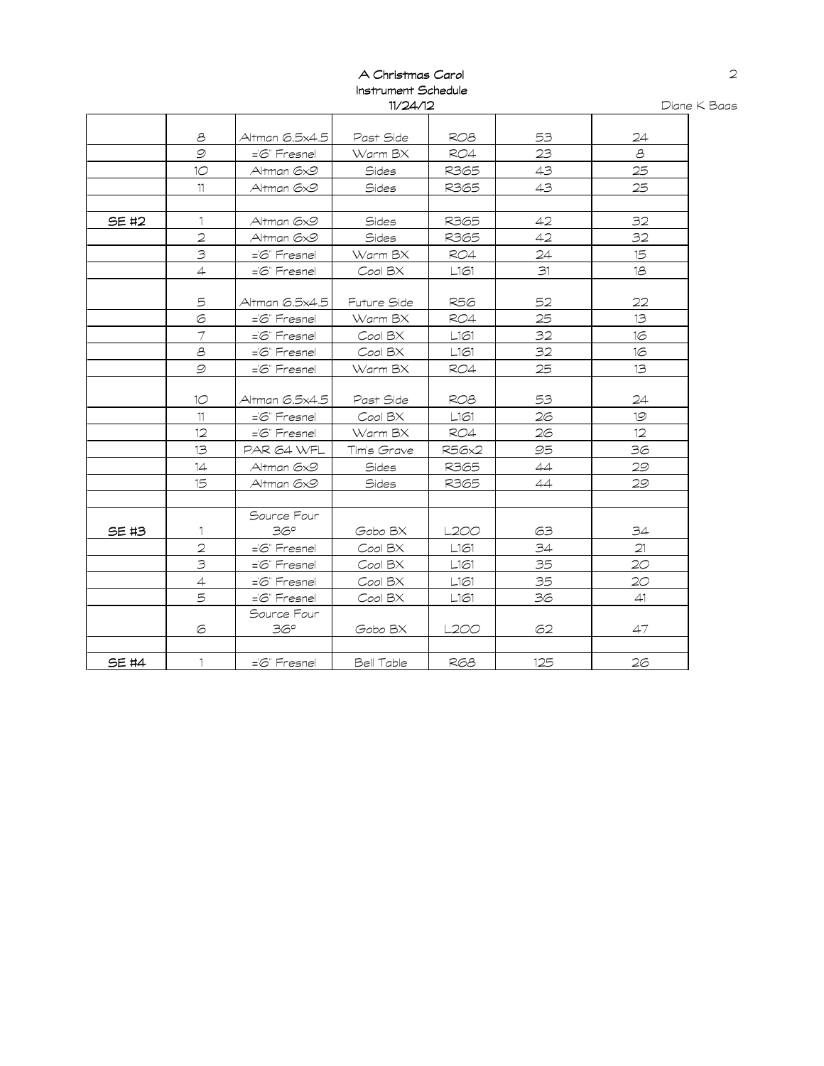A Christmas Carol
Instrument Schedule
11/24/12

Diane K Baas

| | | | | | | |
|---|---|---|---|---|---|---|
| | 8 | Altman 6.5x4.5 | Past Side | R08 | 53 | 24 |
| | 9 | ='6" Fresnel | Warm BX | R04 | 23 | 8 |
| | 10 | Altman 6x9 | Sides | R365 | 43 | 25 |
| | 11 | Altman 6x9 | Sides | R365 | 43 | 25 |
| | | | | | | |
| **SE #2** | 1 | Altman 6x9 | Sides | R365 | 42 | 32 |
| | 2 | Altman 6x9 | Sides | R365 | 42 | 32 |
| | 3 | ='6" Fresnel | Warm BX | R04 | 24 | 15 |
| | 4 | ='6" Fresnel | Cool BX | L161 | 31 | 18 |
| | 5 | Altman 6.5x4.5 | Future Side | R56 | 52 | 22 |
| | 6 | ='6" Fresnel | Warm BX | R04 | 25 | 13 |
| | 7 | ='6" Fresnel | Cool BX | L161 | 32 | 16 |
| | 8 | ='6" Fresnel | Cool BX | L161 | 32 | 16 |
| | 9 | ='6" Fresnel | Warm BX | R04 | 25 | 13 |
| | 10 | Altman 6.5x4.5 | Past Side | R08 | 53 | 24 |
| | 11 | ='6" Fresnel | Cool BX | L161 | 26 | 19 |
| | 12 | ='6" Fresnel | Warm BX | R04 | 26 | 12 |
| | 13 | PAR 64 WFL | Tim's Grave | R56x2 | 95 | 36 |
| | 14 | Altman 6x9 | Sides | R365 | 44 | 29 |
| | 15 | Altman 6x9 | Sides | R365 | 44 | 29 |
| | | | | | | |
| **SE #3** | 1 | Source Four 36° | Gobo BX | L200 | 63 | 34 |
| | 2 | ='6" Fresnel | Cool BX | L161 | 34 | 21 |
| | 3 | ='6" Fresnel | Cool BX | L161 | 35 | 20 |
| | 4 | ='6" Fresnel | Cool BX | L161 | 35 | 20 |
| | 5 | ='6" Fresnel | Cool BX | L161 | 36 | 41 |
| | 6 | Source Four 36° | Gobo BX | L200 | 62 | 47 |
| | | | | | | |
| **SE #4** | 1 | ='6" Fresnel | Bell Table | R68 | 125 | 26 |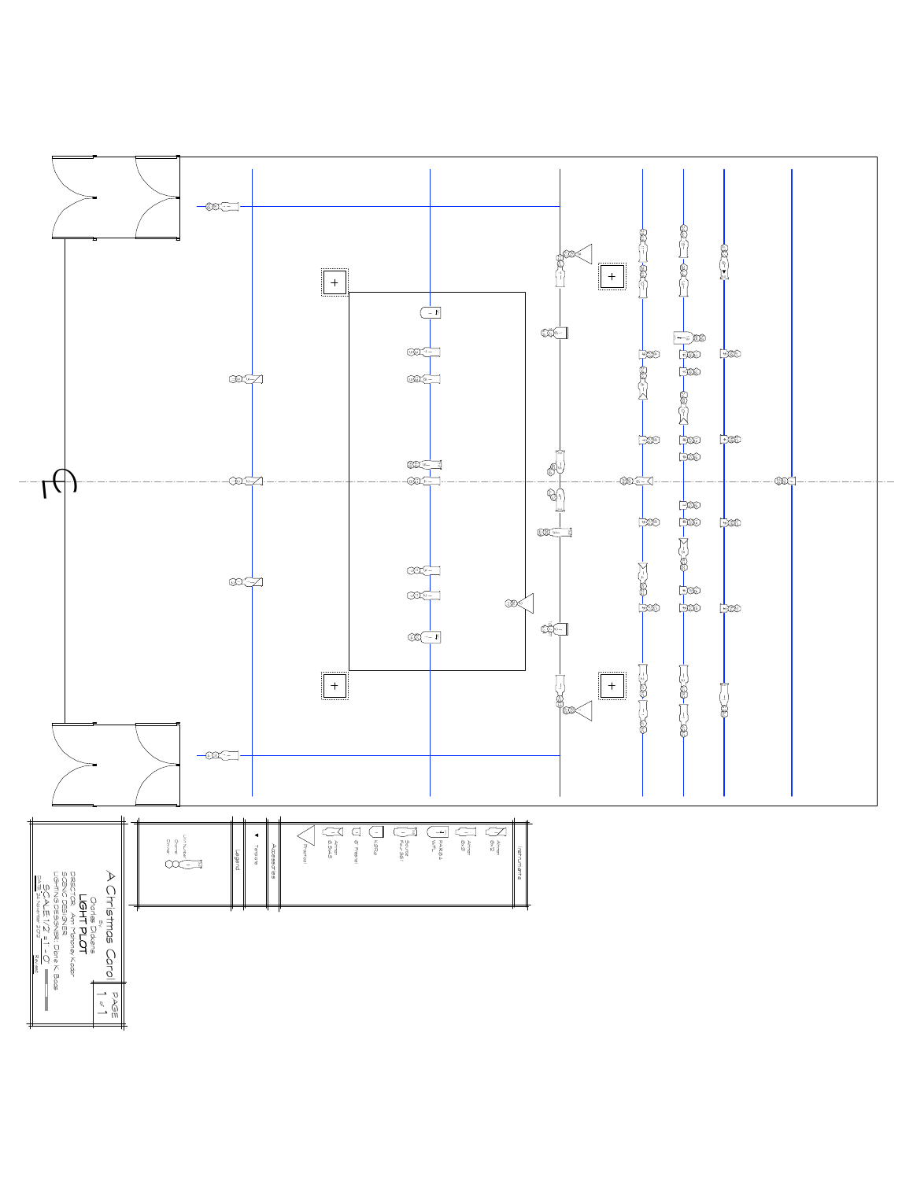A Christmas Carol

By

Charles Dickens

LIGHT PLOT

DIRECTOR: Ann Mahoney Kadar

SCENIC DESIGNER:

LIGHTING DESIGNER: Diane K. Boas

SCALE 1/2" = 1'-0"

DATE: 24 November 2012

Revised:

PAGE 1 of 1

Instruments

- Altman 6x12
- Altman 6x9
- PAR64 WFL
- Source Four 36°
- L5F6
- 6" Fresnel
- Altman 6 Sx4.5
- Practical

Accessories

- Template

Legend

- Unit Number
- Channel
- Dimmer